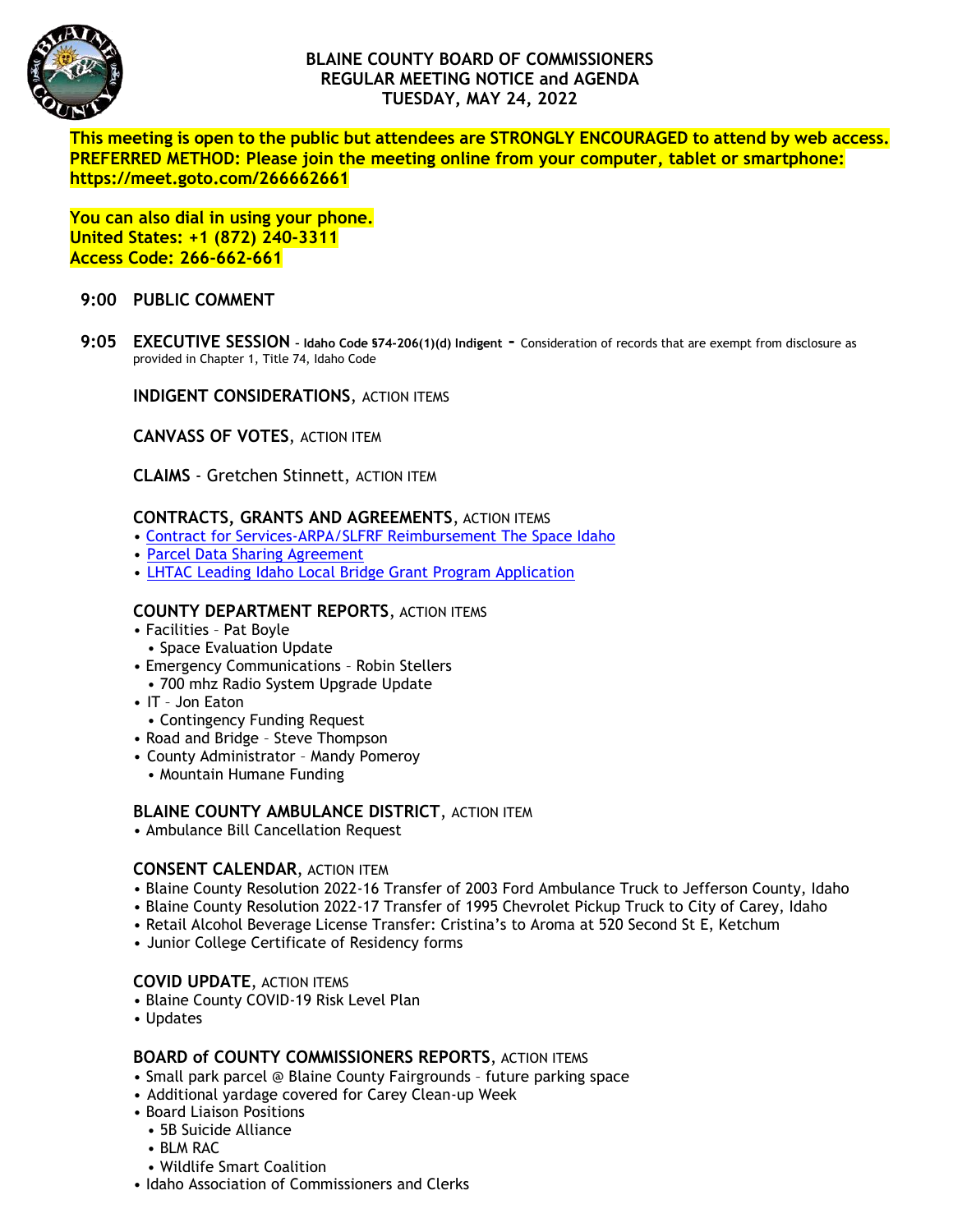# BLAINE COUNTY BOARD OF COMMISSIONERS
## REGULAR MEETING NOTICE and AGENDA
## TUESDAY, MAY 24, 2022

**This meeting is open to the public but attendees are STRONGLY ENCOURAGED to attend by web access.**
**PREFERRED METHOD: Please join the meeting online from your computer, tablet or smartphone:**
**https://meet.goto.com/266662661**

**You can also dial in using your phone.**
**United States: +1 (872) 240-3311**
**Access Code: 266-662-661**

**9:00 PUBLIC COMMENT**

**9:05 EXECUTIVE SESSION** - **Idaho Code §74-206(1)(d) Indigent** - Consideration of records that are exempt from disclosure as provided in Chapter 1, Title 74, Idaho Code

**INDIGENT CONSIDERATIONS**, ACTION ITEMS

**CANVASS OF VOTES**, ACTION ITEM

**CLAIMS** - Gretchen Stinnett, ACTION ITEM

**CONTRACTS, GRANTS AND AGREEMENTS**, ACTION ITEMS
- Contract for Services-ARPA/SLFRF Reimbursement The Space Idaho
- Parcel Data Sharing Agreement
- LHTAC Leading Idaho Local Bridge Grant Program Application

**COUNTY DEPARTMENT REPORTS**, ACTION ITEMS
- Facilities – Pat Boyle
  - Space Evaluation Update
- Emergency Communications – Robin Stellers
  - 700 mhz Radio System Upgrade Update
- IT – Jon Eaton
  - Contingency Funding Request
- Road and Bridge – Steve Thompson
- County Administrator – Mandy Pomeroy
  - Mountain Humane Funding

**BLAINE COUNTY AMBULANCE DISTRICT**, ACTION ITEM
- Ambulance Bill Cancellation Request

**CONSENT CALENDAR**, ACTION ITEM
- Blaine County Resolution 2022-16 Transfer of 2003 Ford Ambulance Truck to Jefferson County, Idaho
- Blaine County Resolution 2022-17 Transfer of 1995 Chevrolet Pickup Truck to City of Carey, Idaho
- Retail Alcohol Beverage License Transfer: Cristina's to Aroma at 520 Second St E, Ketchum
- Junior College Certificate of Residency forms

**COVID UPDATE**, ACTION ITEMS
- Blaine County COVID-19 Risk Level Plan
- Updates

**BOARD of COUNTY COMMISSIONERS REPORTS**, ACTION ITEMS
- Small park parcel @ Blaine County Fairgrounds – future parking space
- Additional yardage covered for Carey Clean-up Week
- Board Liaison Positions
  - 5B Suicide Alliance
  - BLM RAC
  - Wildlife Smart Coalition
- Idaho Association of Commissioners and Clerks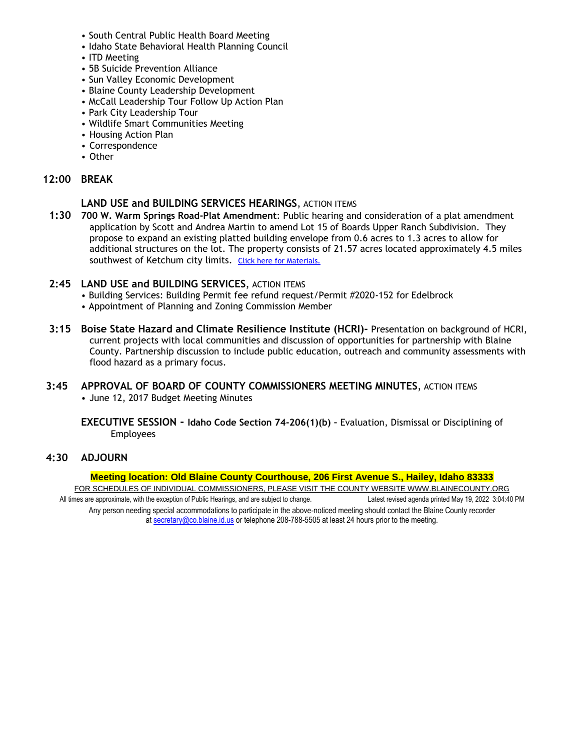- South Central Public Health Board Meeting
- Idaho State Behavioral Health Planning Council
- ITD Meeting
- 5B Suicide Prevention Alliance
- Sun Valley Economic Development
- Blaine County Leadership Development
- McCall Leadership Tour Follow Up Action Plan
- Park City Leadership Tour
- Wildlife Smart Communities Meeting
- Housing Action Plan
- Correspondence
- Other

**12:00 BREAK**

**LAND USE and BUILDING SERVICES HEARINGS**, ACTION ITEMS

**1:30 700 W. Warm Springs Road-Plat Amendment**: Public hearing and consideration of a plat amendment application by Scott and Andrea Martin to amend Lot 15 of Boards Upper Ranch Subdivision. They propose to expand an existing platted building envelope from 0.6 acres to 1.3 acres to allow for additional structures on the lot. The property consists of 21.57 acres located approximately 4.5 miles southwest of Ketchum city limits. Click here for Materials.

**2:45 LAND USE and BUILDING SERVICES**, ACTION ITEMS

- Building Services: Building Permit fee refund request/Permit #2020-152 for Edelbrock
- Appointment of Planning and Zoning Commission Member

**3:15 Boise State Hazard and Climate Resilience Institute (HCRI)-** Presentation on background of HCRI, current projects with local communities and discussion of opportunities for partnership with Blaine County. Partnership discussion to include public education, outreach and community assessments with flood hazard as a primary focus.

**3:45 APPROVAL OF BOARD OF COUNTY COMMISSIONERS MEETING MINUTES**, ACTION ITEMS

- June 12, 2017 Budget Meeting Minutes

**EXECUTIVE SESSION - Idaho Code Section 74-206(1)(b)** - Evaluation, Dismissal or Disciplining of Employees

**4:30 ADJOURN**

**Meeting location: Old Blaine County Courthouse, 206 First Avenue S., Hailey, Idaho 83333**

FOR SCHEDULES OF INDIVIDUAL COMMISSIONERS, PLEASE VISIT THE COUNTY WEBSITE WWW.BLAINECOUNTY.ORG

All times are approximate, with the exception of Public Hearings, and are subject to change. Latest revised agenda printed May 19, 2022 3:04:40 PM

Any person needing special accommodations to participate in the above-noticed meeting should contact the Blaine County recorder at secretary@co.blaine.id.us or telephone 208-788-5505 at least 24 hours prior to the meeting.